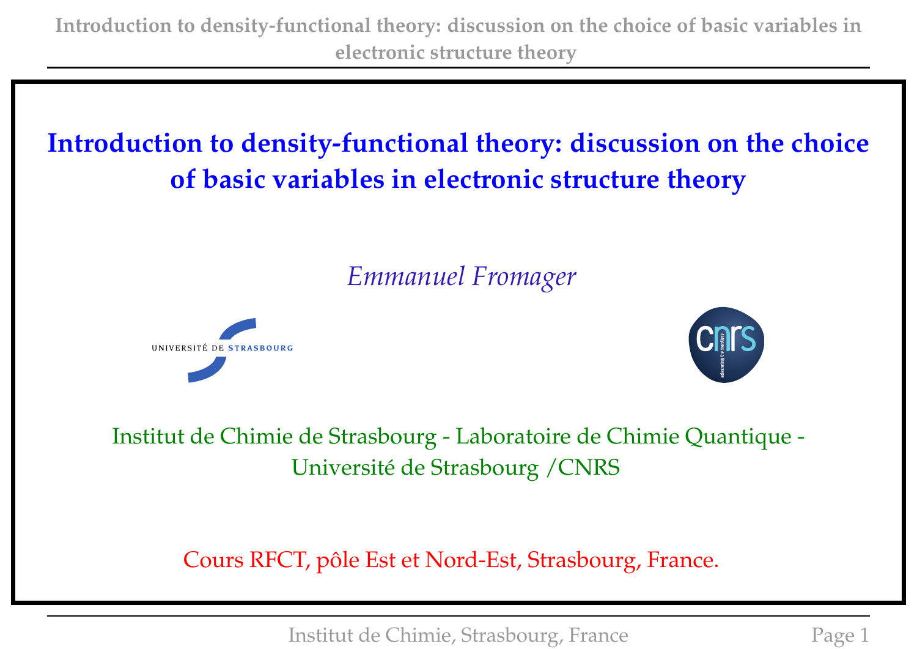# Introduction to density-functional theory: discussion on the choice of basic variables in electronic structure theory

*Emmanuel Fromager*

Institut de Chimie de Strasbourg - Laboratoire de Chimie Quantique - Université de Strasbourg /CNRS

Cours RFCT, pôle Est et Nord-Est, Strasbourg, France.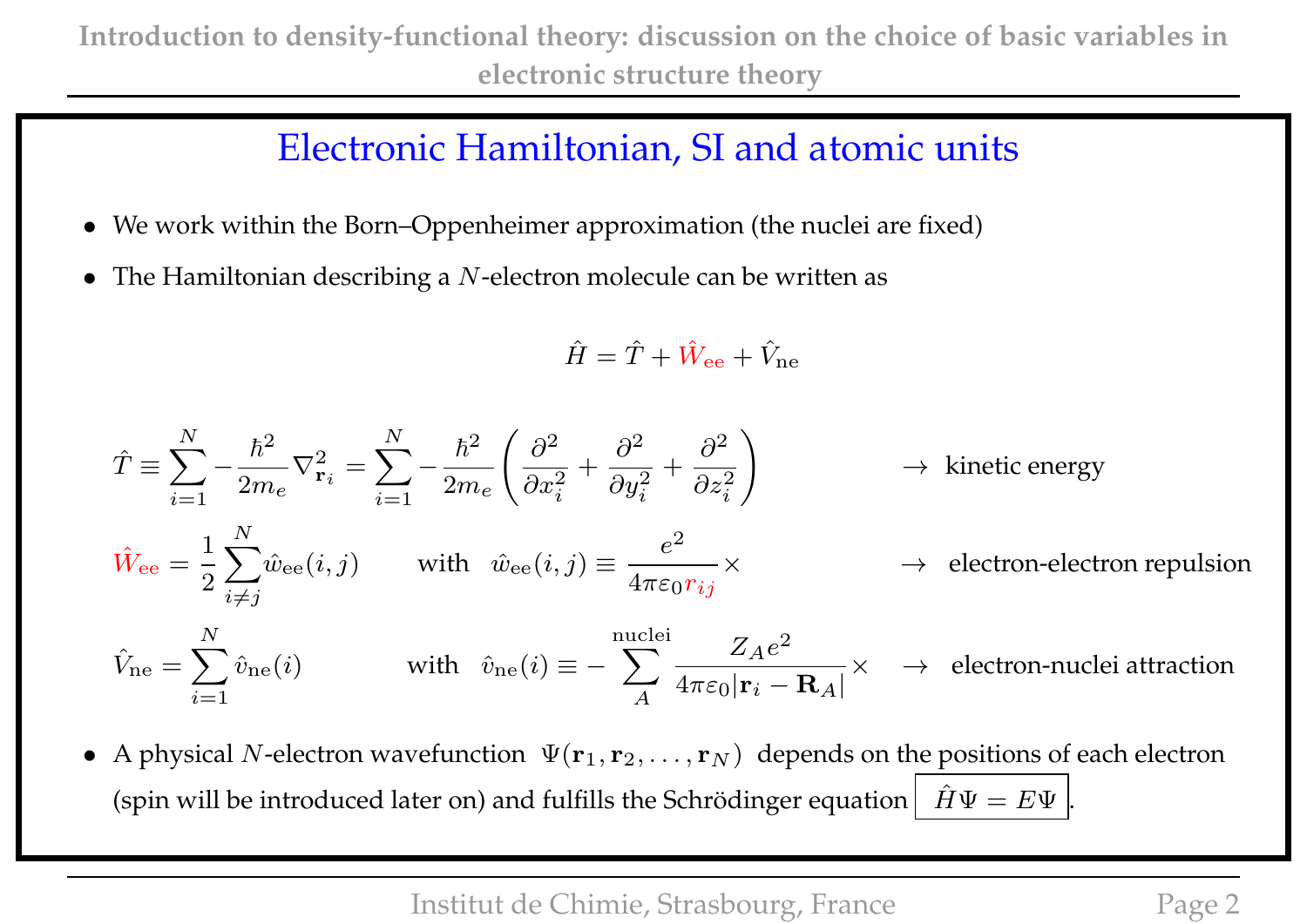# Electronic Hamiltonian, SI and atomic units

- We work within the Born–Oppenheimer approximation (the nuclei are fixed)
- The Hamiltonian describing a $N$-electron molecule can be written as

$$\hat{H} = \hat{T} + \hat{W}_{\rm ee} + \hat{V}_{\rm ne}$$

$$\hat{T} \equiv \sum_{i=1}^{N} -\frac{\hbar^2}{2m_e}\nabla^2_{\mathbf{r}_i} = \sum_{i=1}^{N} -\frac{\hbar^2}{2m_e}\left(\frac{\partial^2}{\partial x_i^2} + \frac{\partial^2}{\partial y_i^2} + \frac{\partial^2}{\partial z_i^2}\right) \qquad \rightarrow \text{ kinetic energy}$$

$$\hat{W}_{\rm ee} = \frac{1}{2}\sum_{i\neq j}^{N}\hat{w}_{\rm ee}(i,j) \qquad \text{with} \quad \hat{w}_{\rm ee}(i,j) \equiv \frac{e^2}{4\pi\varepsilon_0 r_{ij}}\times \qquad \rightarrow \text{ electron-electron repulsion}$$

$$\hat{V}_{\rm ne} = \sum_{i=1}^{N}\hat{v}_{\rm ne}(i) \qquad \text{with} \quad \hat{v}_{\rm ne}(i) \equiv -\sum_{A}^{\rm nuclei}\frac{Z_A e^2}{4\pi\varepsilon_0|\mathbf{r}_i - \mathbf{R}_A|}\times \qquad \rightarrow \text{ electron-nuclei attraction}$$

- A physical $N$-electron wavefunction $\Psi(\mathbf{r}_1, \mathbf{r}_2, \ldots, \mathbf{r}_N)$ depends on the positions of each electron (spin will be introduced later on) and fulfills the Schrödinger equation $\boxed{\hat{H}\Psi = E\Psi}$.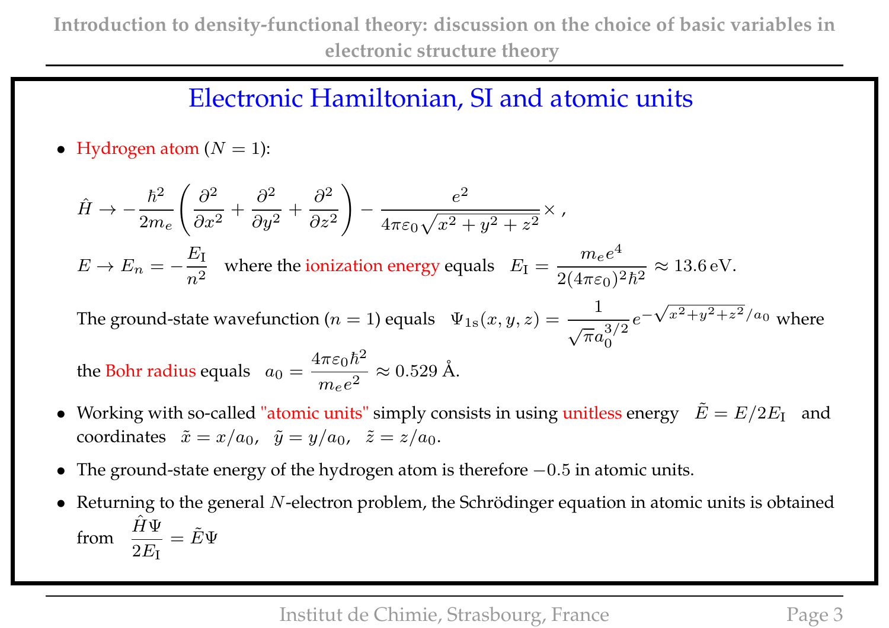## Electronic Hamiltonian, SI and atomic units

- Hydrogen atom ($N = 1$):

$$\hat{H} \rightarrow -\frac{\hbar^2}{2m_e}\left(\frac{\partial^2}{\partial x^2} + \frac{\partial^2}{\partial y^2} + \frac{\partial^2}{\partial z^2}\right) - \frac{e^2}{4\pi\varepsilon_0\sqrt{x^2+y^2+z^2}}\times\,,$$

$E \rightarrow E_n = -\dfrac{E_\mathrm{I}}{n^2}$ where the ionization energy equals $E_\mathrm{I} = \dfrac{m_e e^4}{2(4\pi\varepsilon_0)^2\hbar^2} \approx 13.6\,\mathrm{eV}.$

The ground-state wavefunction ($n = 1$) equals $\Psi_{1\mathrm{s}}(x,y,z) = \dfrac{1}{\sqrt{\pi}a_0^{3/2}}e^{-\sqrt{x^2+y^2+z^2}/a_0}$ where the Bohr radius equals $a_0 = \dfrac{4\pi\varepsilon_0\hbar^2}{m_e e^2} \approx 0.529\,\text{Å}.$

- Working with so-called "atomic units" simply consists in using unitless energy $\tilde{E} = E/2E_\mathrm{I}$ and coordinates $\tilde{x} = x/a_0$, $\tilde{y} = y/a_0$, $\tilde{z} = z/a_0$.

- The ground-state energy of the hydrogen atom is therefore $-0.5$ in atomic units.

- Returning to the general $N$-electron problem, the Schrödinger equation in atomic units is obtained from $\dfrac{\hat{H}\Psi}{2E_\mathrm{I}} = \tilde{E}\Psi$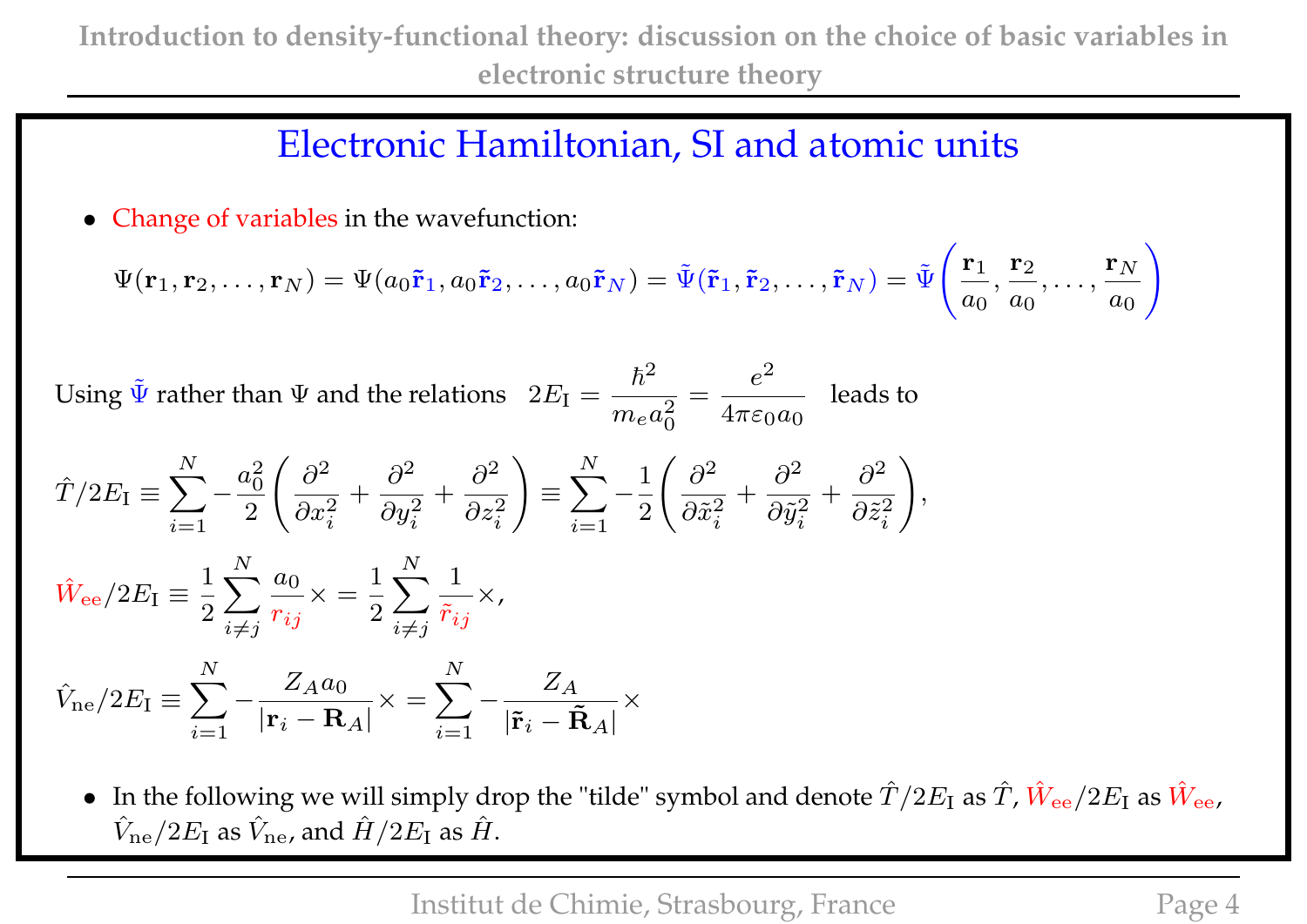## Electronic Hamiltonian, SI and atomic units

- Change of variables in the wavefunction:

$$\Psi(\mathbf{r}_1, \mathbf{r}_2, \ldots, \mathbf{r}_N) = \Psi(a_0\tilde{\mathbf{r}}_1, a_0\tilde{\mathbf{r}}_2, \ldots, a_0\tilde{\mathbf{r}}_N) = \tilde{\Psi}(\tilde{\mathbf{r}}_1, \tilde{\mathbf{r}}_2, \ldots, \tilde{\mathbf{r}}_N) = \tilde{\Psi}\left(\frac{\mathbf{r}_1}{a_0}, \frac{\mathbf{r}_2}{a_0}, \ldots, \frac{\mathbf{r}_N}{a_0}\right)$$

Using $\tilde{\Psi}$ rather than $\Psi$ and the relations $2E_{\mathrm{I}} = \dfrac{\hbar^2}{m_e a_0^2} = \dfrac{e^2}{4\pi\varepsilon_0 a_0}$ leads to

$$\hat{T}/2E_{\mathrm{I}} \equiv \sum_{i=1}^{N} -\frac{a_0^2}{2}\left(\frac{\partial^2}{\partial x_i^2} + \frac{\partial^2}{\partial y_i^2} + \frac{\partial^2}{\partial z_i^2}\right) \equiv \sum_{i=1}^{N} -\frac{1}{2}\left(\frac{\partial^2}{\partial \tilde{x}_i^2} + \frac{\partial^2}{\partial \tilde{y}_i^2} + \frac{\partial^2}{\partial \tilde{z}_i^2}\right),$$

$$\hat{W}_{\mathrm{ee}}/2E_{\mathrm{I}} \equiv \frac{1}{2}\sum_{i \neq j}^{N} \frac{a_0}{r_{ij}} \times = \frac{1}{2}\sum_{i \neq j}^{N} \frac{1}{\tilde{r}_{ij}} \times,$$

$$\hat{V}_{\mathrm{ne}}/2E_{\mathrm{I}} \equiv \sum_{i=1}^{N} -\frac{Z_A a_0}{|\mathbf{r}_i - \mathbf{R}_A|} \times = \sum_{i=1}^{N} -\frac{Z_A}{|\tilde{\mathbf{r}}_i - \tilde{\mathbf{R}}_A|} \times$$

- In the following we will simply drop the "tilde" symbol and denote $\hat{T}/2E_{\mathrm{I}}$ as $\hat{T}$, $\hat{W}_{\mathrm{ee}}/2E_{\mathrm{I}}$ as $\hat{W}_{\mathrm{ee}}$, $\hat{V}_{\mathrm{ne}}/2E_{\mathrm{I}}$ as $\hat{V}_{\mathrm{ne}}$, and $\hat{H}/2E_{\mathrm{I}}$ as $\hat{H}$.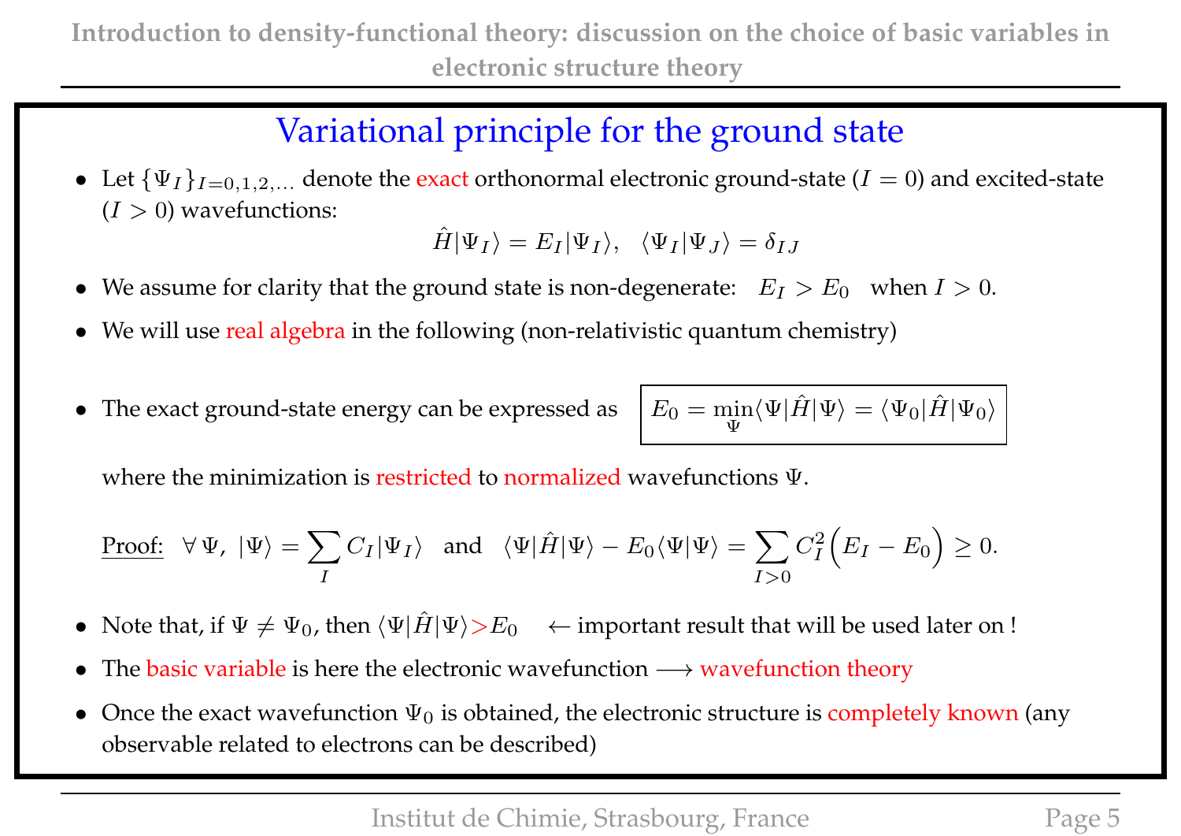# Variational principle for the ground state

- Let $\{\Psi_I\}_{I=0,1,2,\ldots}$ denote the exact orthonormal electronic ground-state ($I = 0$) and excited-state ($I > 0$) wavefunctions:

$$\hat{H}|\Psi_I\rangle = E_I|\Psi_I\rangle, \quad \langle\Psi_I|\Psi_J\rangle = \delta_{IJ}$$

- We assume for clarity that the ground state is non-degenerate: $E_I > E_0$ when $I > 0$.
- We will use real algebra in the following (non-relativistic quantum chemistry)

- The exact ground-state energy can be expressed as $\boxed{E_0 = \min_{\Psi}\langle\Psi|\hat{H}|\Psi\rangle = \langle\Psi_0|\hat{H}|\Psi_0\rangle}$

  where the minimization is restricted to normalized wavefunctions $\Psi$.

  Proof: $\forall\,\Psi,\ |\Psi\rangle = \sum_I C_I|\Psi_I\rangle$ and $\langle\Psi|\hat{H}|\Psi\rangle - E_0\langle\Psi|\Psi\rangle = \sum_{I>0} C_I^2\Big(E_I - E_0\Big) \geq 0.$

- Note that, if $\Psi \neq \Psi_0$, then $\langle\Psi|\hat{H}|\Psi\rangle > E_0$ $\leftarrow$ important result that will be used later on !
- The basic variable is here the electronic wavefunction $\longrightarrow$ wavefunction theory
- Once the exact wavefunction $\Psi_0$ is obtained, the electronic structure is completely known (any observable related to electrons can be described)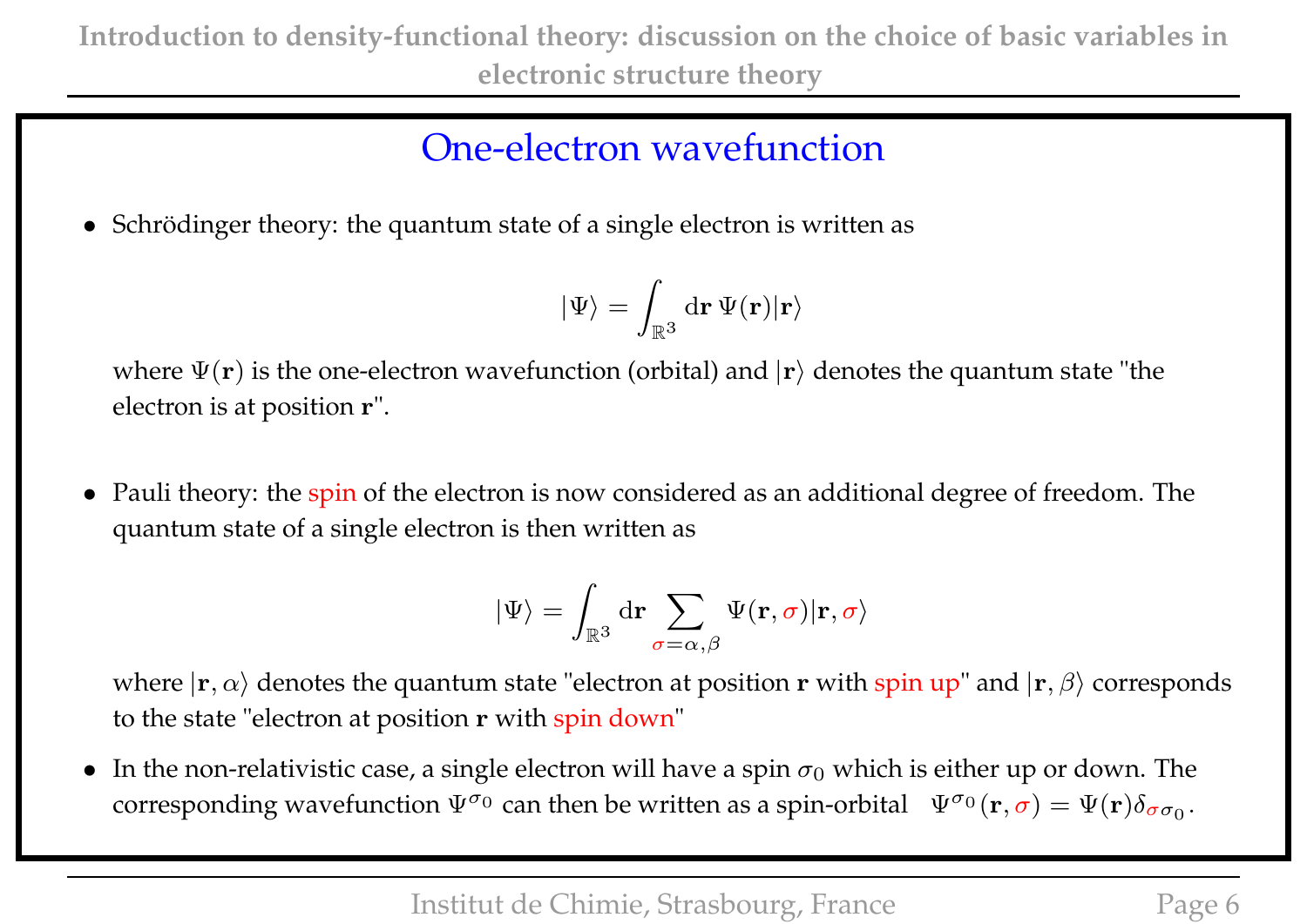## One-electron wavefunction

- Schrödinger theory: the quantum state of a single electron is written as

$$|\Psi\rangle = \int_{\mathbb{R}^3} \mathrm{d}\mathbf{r}\, \Psi(\mathbf{r})|\mathbf{r}\rangle$$

  where $\Psi(\mathbf{r})$ is the one-electron wavefunction (orbital) and $|\mathbf{r}\rangle$ denotes the quantum state "the electron is at position $\mathbf{r}$".

- Pauli theory: the spin of the electron is now considered as an additional degree of freedom. The quantum state of a single electron is then written as

$$|\Psi\rangle = \int_{\mathbb{R}^3} \mathrm{d}\mathbf{r} \sum_{\sigma=\alpha,\beta} \Psi(\mathbf{r},\sigma)|\mathbf{r},\sigma\rangle$$

  where $|\mathbf{r},\alpha\rangle$ denotes the quantum state "electron at position $\mathbf{r}$ with spin up" and $|\mathbf{r},\beta\rangle$ corresponds to the state "electron at position $\mathbf{r}$ with spin down"

- In the non-relativistic case, a single electron will have a spin $\sigma_0$ which is either up or down. The corresponding wavefunction $\Psi^{\sigma_0}$ can then be written as a spin-orbital $\Psi^{\sigma_0}(\mathbf{r},\sigma) = \Psi(\mathbf{r})\delta_{\sigma\sigma_0}$.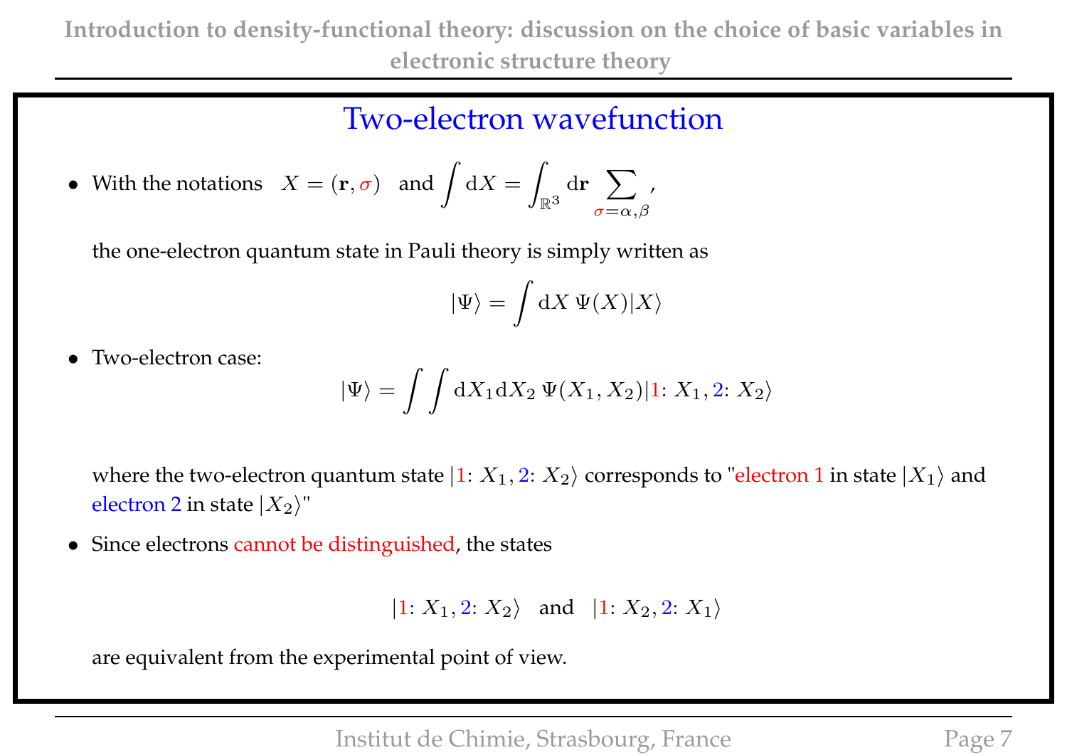## Two-electron wavefunction

- With the notations $X = (\mathbf{r}, \sigma)$ and $\displaystyle\int \mathrm{d}X = \int_{\mathbb{R}^3} \mathrm{d}\mathbf{r} \sum_{\sigma=\alpha,\beta}$,

  the one-electron quantum state in Pauli theory is simply written as

$$|\Psi\rangle = \int \mathrm{d}X \; \Psi(X)|X\rangle$$

- Two-electron case:

$$|\Psi\rangle = \int\int \mathrm{d}X_1 \mathrm{d}X_2 \; \Psi(X_1, X_2)|1\colon X_1, 2\colon X_2\rangle$$

  where the two-electron quantum state $|1\colon X_1, 2\colon X_2\rangle$ corresponds to "electron 1 in state $|X_1\rangle$ and electron 2 in state $|X_2\rangle$"

- Since electrons cannot be distinguished, the states

$$|1\colon X_1, 2\colon X_2\rangle \quad \text{and} \quad |1\colon X_2, 2\colon X_1\rangle$$

  are equivalent from the experimental point of view.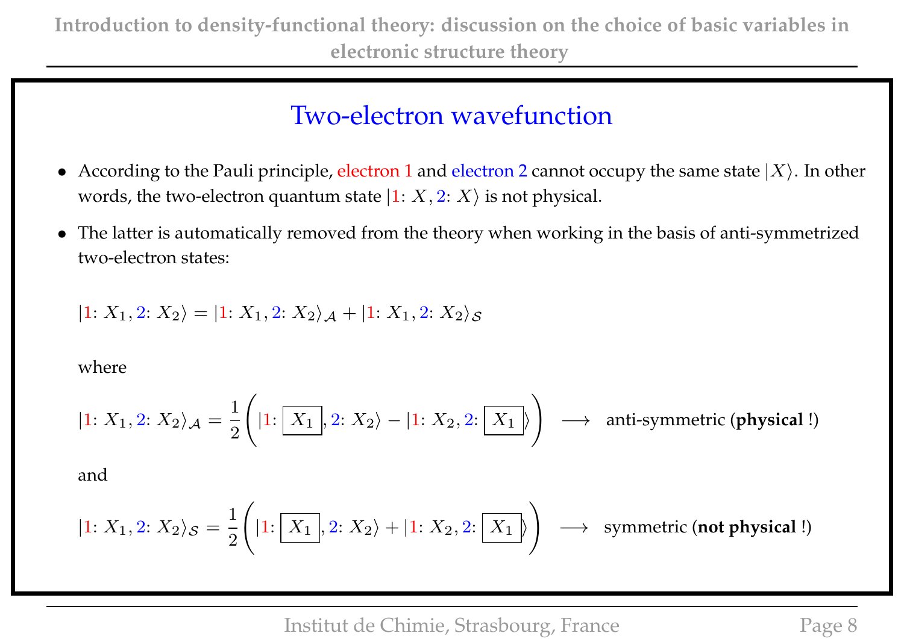## Two-electron wavefunction

- According to the Pauli principle, electron 1 and electron 2 cannot occupy the same state $|X\rangle$. In other words, the two-electron quantum state $|1\colon X, 2\colon X\rangle$ is not physical.

- The latter is automatically removed from the theory when working in the basis of anti-symmetrized two-electron states:

$$|1\colon X_1, 2\colon X_2\rangle = |1\colon X_1, 2\colon X_2\rangle_{\mathcal{A}} + |1\colon X_1, 2\colon X_2\rangle_{\mathcal{S}}$$

where

$$|1\colon X_1, 2\colon X_2\rangle_{\mathcal{A}} = \frac{1}{2}\Bigg(|1\colon \boxed{X_1}, 2\colon X_2\rangle - |1\colon X_2, 2\colon \boxed{X_1}\rangle\Bigg) \quad \longrightarrow \quad \text{anti-symmetric (\textbf{physical} !)}$$

and

$$|1\colon X_1, 2\colon X_2\rangle_{\mathcal{S}} = \frac{1}{2}\Bigg(|1\colon \boxed{X_1}, 2\colon X_2\rangle + |1\colon X_2, 2\colon \boxed{X_1}\rangle\Bigg) \quad \longrightarrow \quad \text{symmetric (\textbf{not physical} !)}$$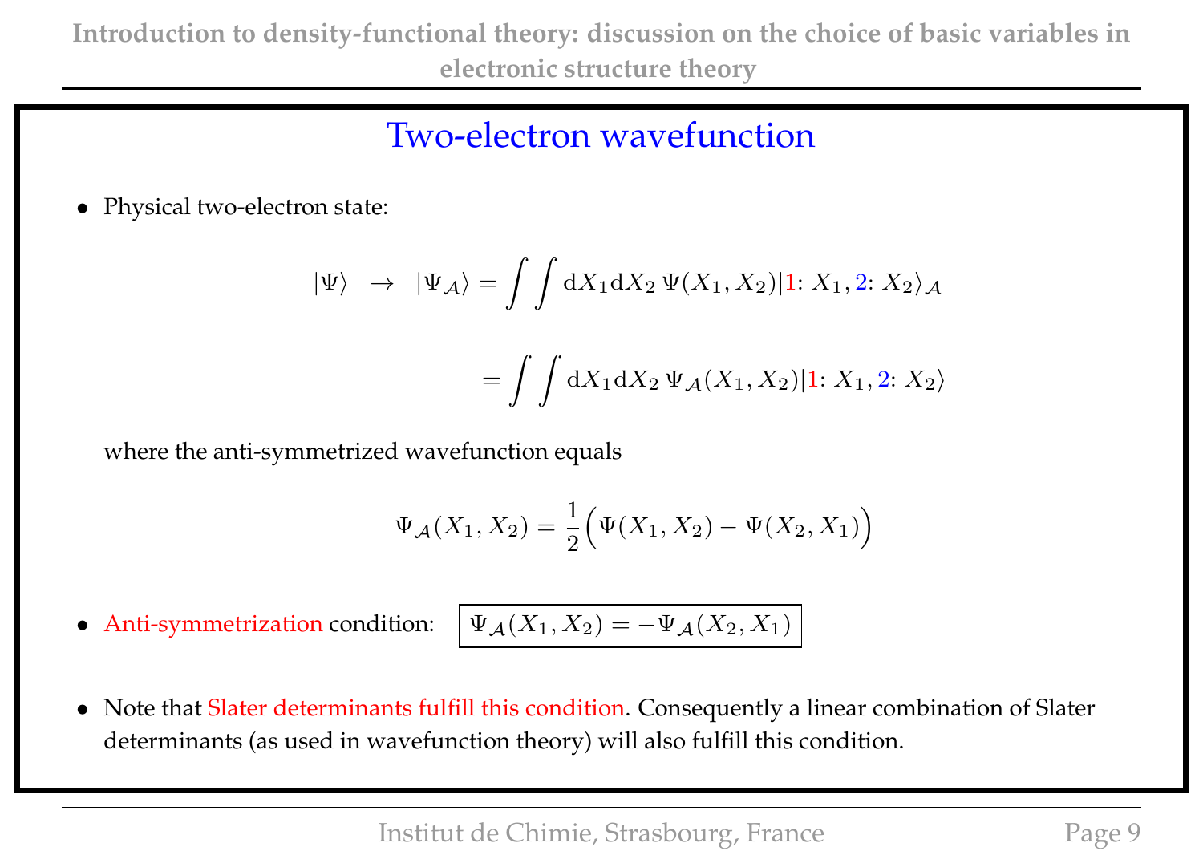## Two-electron wavefunction

- Physical two-electron state:

$$|\Psi\rangle \;\; \rightarrow \;\; |\Psi_{\mathcal{A}}\rangle = \int\int \mathrm{d}X_1 \mathrm{d}X_2 \, \Psi(X_1, X_2) |1\colon X_1, 2\colon X_2\rangle_{\mathcal{A}}$$

$$= \int\int \mathrm{d}X_1 \mathrm{d}X_2 \, \Psi_{\mathcal{A}}(X_1, X_2) |1\colon X_1, 2\colon X_2\rangle$$

where the anti-symmetrized wavefunction equals

$$\Psi_{\mathcal{A}}(X_1, X_2) = \frac{1}{2}\Big(\Psi(X_1, X_2) - \Psi(X_2, X_1)\Big)$$

- Anti-symmetrization condition: $\boxed{\Psi_{\mathcal{A}}(X_1, X_2) = -\Psi_{\mathcal{A}}(X_2, X_1)}$

- Note that Slater determinants fulfill this condition. Consequently a linear combination of Slater determinants (as used in wavefunction theory) will also fulfill this condition.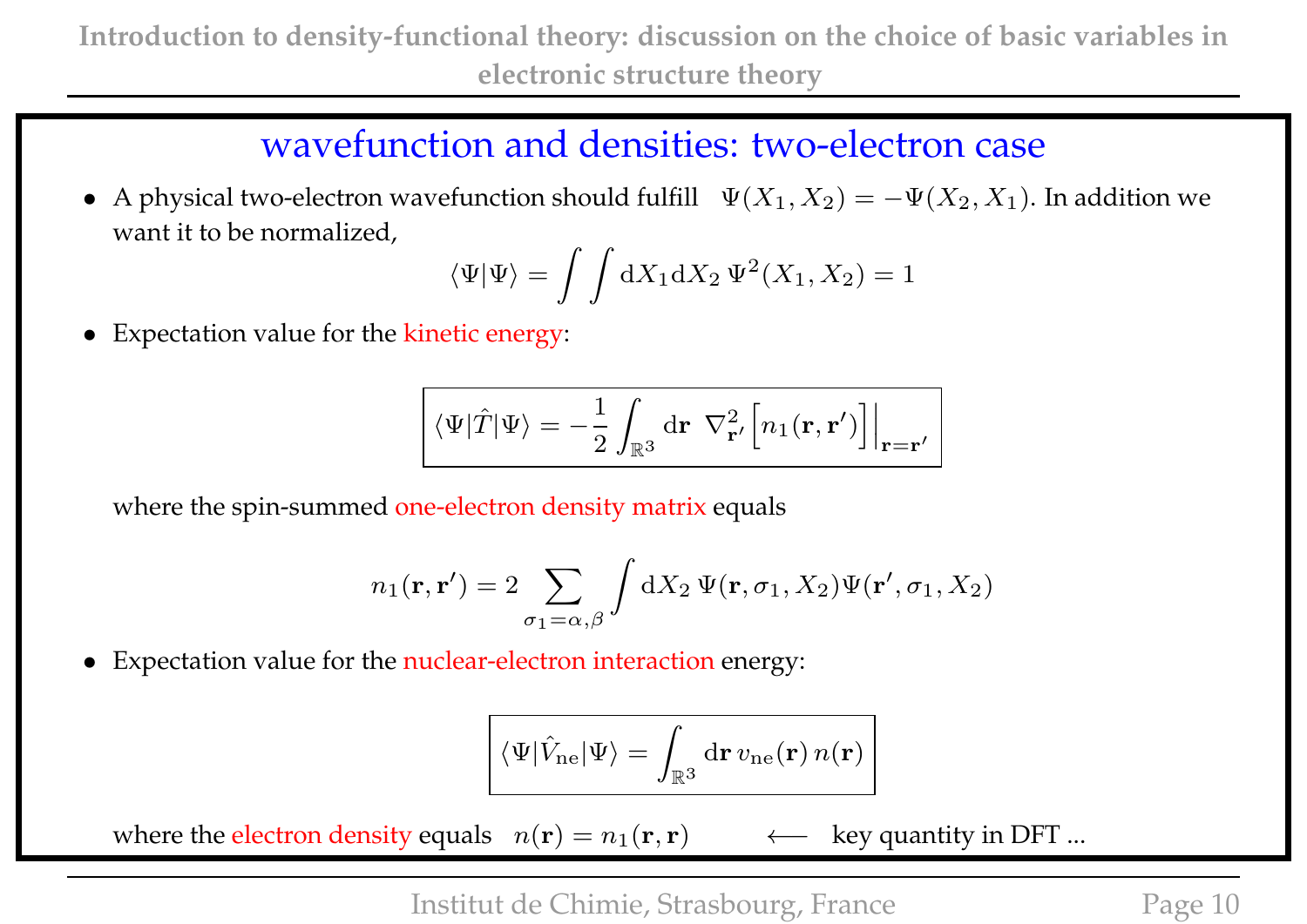## wavefunction and densities: two-electron case

- A physical two-electron wavefunction should fulfill $\Psi(X_1, X_2) = -\Psi(X_2, X_1)$. In addition we want it to be normalized,

$$\langle\Psi|\Psi\rangle = \int\int \mathrm{d}X_1 \mathrm{d}X_2 \, \Psi^2(X_1, X_2) = 1$$

- Expectation value for the kinetic energy:

$$\boxed{\langle\Psi|\hat{T}|\Psi\rangle = -\frac{1}{2}\int_{\mathbb{R}^3} \mathrm{d}\mathbf{r} \;\; \nabla^2_{\mathbf{r}'}\Big[n_1(\mathbf{r}, \mathbf{r}')\Big]\Big|_{\mathbf{r}=\mathbf{r}'}}$$

  where the spin-summed one-electron density matrix equals

$$n_1(\mathbf{r}, \mathbf{r}') = 2\sum_{\sigma_1=\alpha,\beta}\int \mathrm{d}X_2 \, \Psi(\mathbf{r}, \sigma_1, X_2)\Psi(\mathbf{r}', \sigma_1, X_2)$$

- Expectation value for the nuclear-electron interaction energy:

$$\boxed{\langle\Psi|\hat{V}_{\mathrm{ne}}|\Psi\rangle = \int_{\mathbb{R}^3} \mathrm{d}\mathbf{r} \, v_{\mathrm{ne}}(\mathbf{r}) \, n(\mathbf{r})}$$

  where the electron density equals $n(\mathbf{r}) = n_1(\mathbf{r}, \mathbf{r})$ $\longleftarrow$ key quantity in DFT ...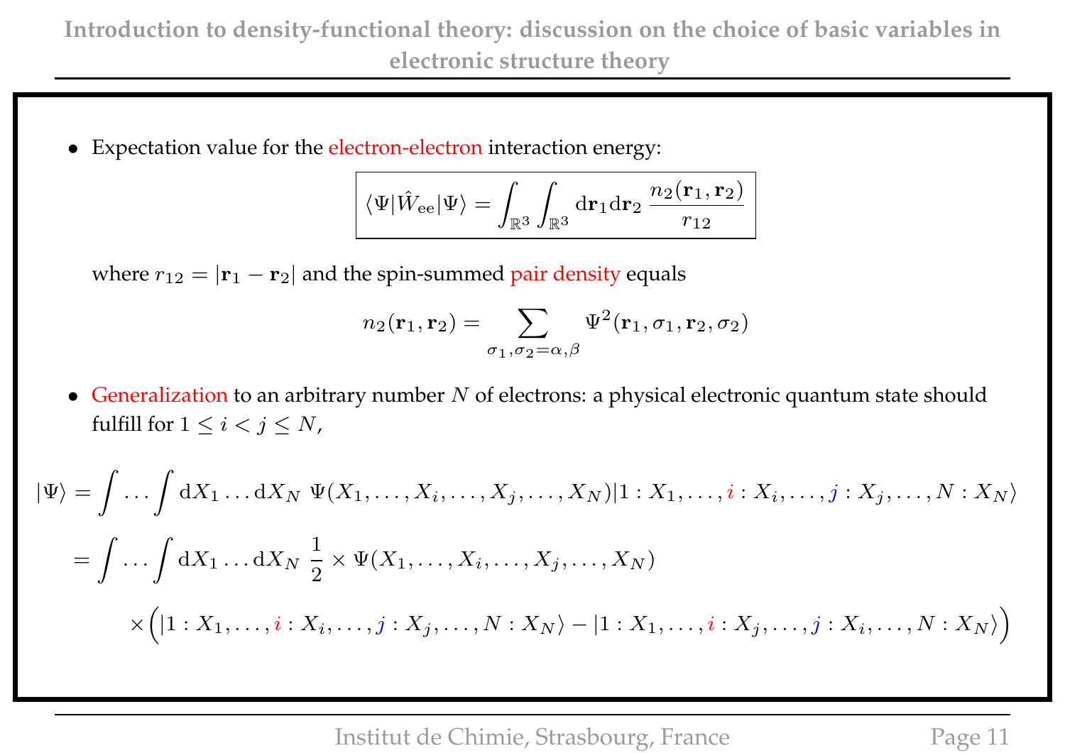- Expectation value for the electron-electron interaction energy:

$$\boxed{\langle\Psi|\hat{W}_{\rm ee}|\Psi\rangle = \int_{\mathbb{R}^3}\int_{\mathbb{R}^3} {\rm d}\mathbf{r}_1{\rm d}\mathbf{r}_2\, \frac{n_2(\mathbf{r}_1,\mathbf{r}_2)}{r_{12}}}$$

where $r_{12} = |\mathbf{r}_1 - \mathbf{r}_2|$ and the spin-summed pair density equals

$$n_2(\mathbf{r}_1,\mathbf{r}_2) = \sum_{\sigma_1,\sigma_2=\alpha,\beta} \Psi^2(\mathbf{r}_1,\sigma_1,\mathbf{r}_2,\sigma_2)$$

- Generalization to an arbitrary number $N$ of electrons: a physical electronic quantum state should fulfill for $1 \leq i < j \leq N$,

$$|\Psi\rangle = \int\ldots\int {\rm d}X_1\ldots{\rm d}X_N\;\Psi(X_1,\ldots,X_i,\ldots,X_j,\ldots,X_N)|1:X_1,\ldots,i:X_i,\ldots,j:X_j,\ldots,N:X_N\rangle$$

$$= \int\ldots\int {\rm d}X_1\ldots{\rm d}X_N\;\frac{1}{2}\times\Psi(X_1,\ldots,X_i,\ldots,X_j,\ldots,X_N)$$

$$\times\Big(|1:X_1,\ldots,i:X_i,\ldots,j:X_j,\ldots,N:X_N\rangle - |1:X_1,\ldots,i:X_j,\ldots,j:X_i,\ldots,N:X_N\rangle\Big)$$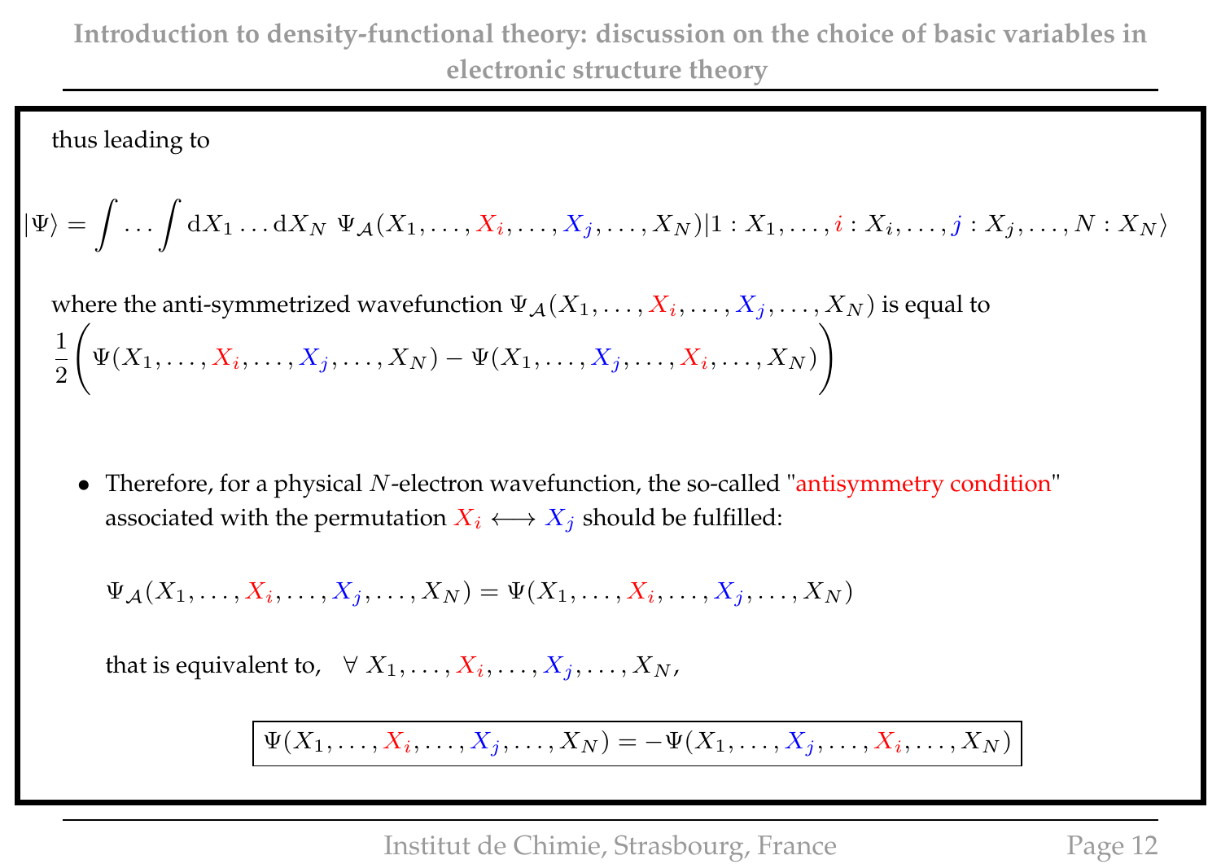thus leading to

$$|\Psi\rangle = \int \ldots \int \mathrm{d}X_1 \ldots \mathrm{d}X_N \; \Psi_{\mathcal{A}}(X_1, \ldots, X_i, \ldots, X_j, \ldots, X_N)|1 : X_1, \ldots, i : X_i, \ldots, j : X_j, \ldots, N : X_N\rangle$$

where the anti-symmetrized wavefunction $\Psi_{\mathcal{A}}(X_1, \ldots, X_i, \ldots, X_j, \ldots, X_N)$ is equal to

$$\frac{1}{2}\Bigg(\Psi(X_1, \ldots, X_i, \ldots, X_j, \ldots, X_N) - \Psi(X_1, \ldots, X_j, \ldots, X_i, \ldots, X_N)\Bigg)$$

- Therefore, for a physical $N$-electron wavefunction, the so-called "antisymmetry condition" associated with the permutation $X_i \longleftrightarrow X_j$ should be fulfilled:

  $$\Psi_{\mathcal{A}}(X_1, \ldots, X_i, \ldots, X_j, \ldots, X_N) = \Psi(X_1, \ldots, X_i, \ldots, X_j, \ldots, X_N)$$

  that is equivalent to, $\forall \; X_1, \ldots, X_i, \ldots, X_j, \ldots, X_N,$

  $$\boxed{\Psi(X_1, \ldots, X_i, \ldots, X_j, \ldots, X_N) = -\Psi(X_1, \ldots, X_j, \ldots, X_i, \ldots, X_N)}$$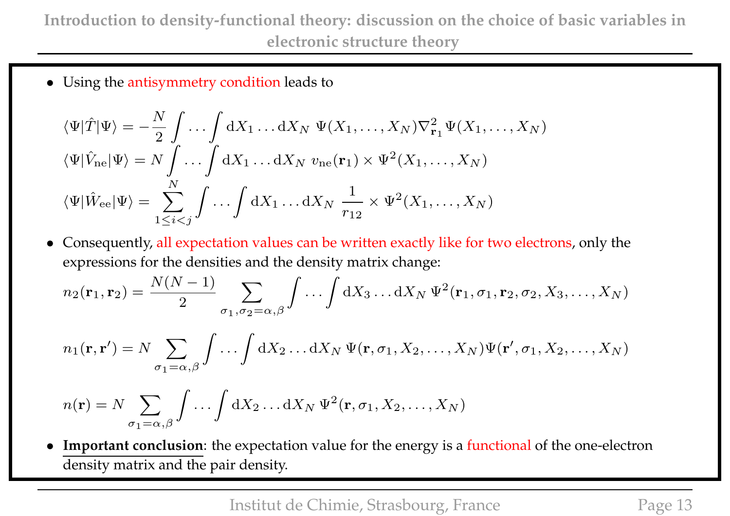- Using the antisymmetry condition leads to

$$\langle\Psi|\hat{T}|\Psi\rangle = -\frac{N}{2}\int\ldots\int \mathrm{d}X_1\ldots\mathrm{d}X_N\ \Psi(X_1,\ldots,X_N)\nabla^2_{\mathbf{r}_1}\Psi(X_1,\ldots,X_N)$$

$$\langle\Psi|\hat{V}_{\mathrm{ne}}|\Psi\rangle = N\int\ldots\int \mathrm{d}X_1\ldots\mathrm{d}X_N\ v_{\mathrm{ne}}(\mathbf{r}_1)\times\Psi^2(X_1,\ldots,X_N)$$

$$\langle\Psi|\hat{W}_{\mathrm{ee}}|\Psi\rangle = \sum_{1\leq i<j}^{N}\int\ldots\int \mathrm{d}X_1\ldots\mathrm{d}X_N\ \frac{1}{r_{12}}\times\Psi^2(X_1,\ldots,X_N)$$

- Consequently, all expectation values can be written exactly like for two electrons, only the expressions for the densities and the density matrix change:

$$n_2(\mathbf{r}_1,\mathbf{r}_2) = \frac{N(N-1)}{2}\sum_{\sigma_1,\sigma_2=\alpha,\beta}\int\ldots\int \mathrm{d}X_3\ldots\mathrm{d}X_N\ \Psi^2(\mathbf{r}_1,\sigma_1,\mathbf{r}_2,\sigma_2,X_3,\ldots,X_N)$$

$$n_1(\mathbf{r},\mathbf{r}') = N\sum_{\sigma_1=\alpha,\beta}\int\ldots\int \mathrm{d}X_2\ldots\mathrm{d}X_N\ \Psi(\mathbf{r},\sigma_1,X_2,\ldots,X_N)\Psi(\mathbf{r}',\sigma_1,X_2,\ldots,X_N)$$

$$n(\mathbf{r}) = N\sum_{\sigma_1=\alpha,\beta}\int\ldots\int \mathrm{d}X_2\ldots\mathrm{d}X_N\ \Psi^2(\mathbf{r},\sigma_1,X_2,\ldots,X_N)$$

- **Important conclusion**: the expectation value for the energy is a functional of the one-electron density matrix and the pair density.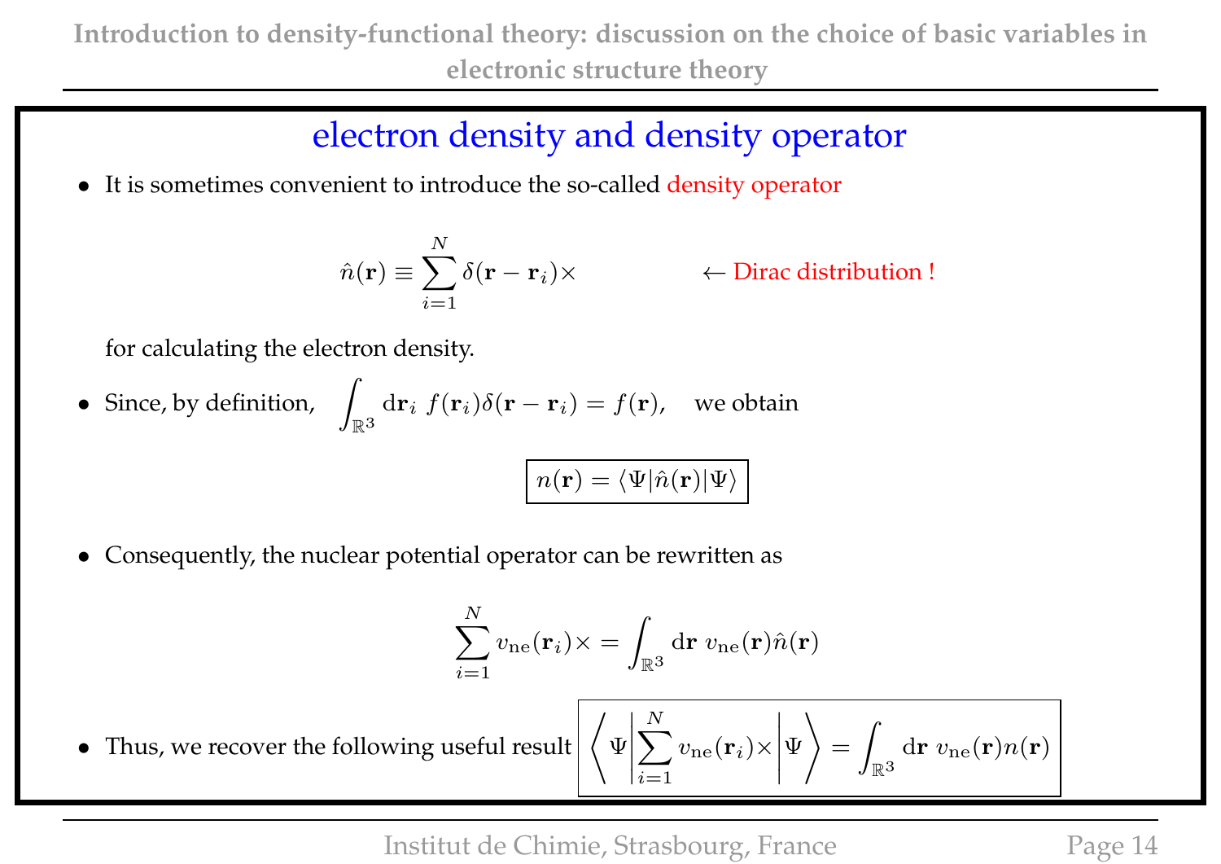## electron density and density operator

- It is sometimes convenient to introduce the so-called density operator

$$\hat{n}(\mathbf{r}) \equiv \sum_{i=1}^{N} \delta(\mathbf{r} - \mathbf{r}_i) \times \qquad \leftarrow \text{Dirac distribution !}$$

  for calculating the electron density.

- Since, by definition, $\displaystyle\int_{\mathbb{R}^3} \mathrm{d}\mathbf{r}_i \; f(\mathbf{r}_i)\delta(\mathbf{r} - \mathbf{r}_i) = f(\mathbf{r})$, we obtain

$$\boxed{n(\mathbf{r}) = \langle \Psi | \hat{n}(\mathbf{r}) | \Psi \rangle}$$

- Consequently, the nuclear potential operator can be rewritten as

$$\sum_{i=1}^{N} v_{\mathrm{ne}}(\mathbf{r}_i) \times = \int_{\mathbb{R}^3} \mathrm{d}\mathbf{r} \; v_{\mathrm{ne}}(\mathbf{r}) \hat{n}(\mathbf{r})$$

- Thus, we recover the following useful result $\boxed{\left\langle \Psi \middle| \sum_{i=1}^{N} v_{\mathrm{ne}}(\mathbf{r}_i) \times \middle| \Psi \right\rangle = \int_{\mathbb{R}^3} \mathrm{d}\mathbf{r} \; v_{\mathrm{ne}}(\mathbf{r}) n(\mathbf{r})}$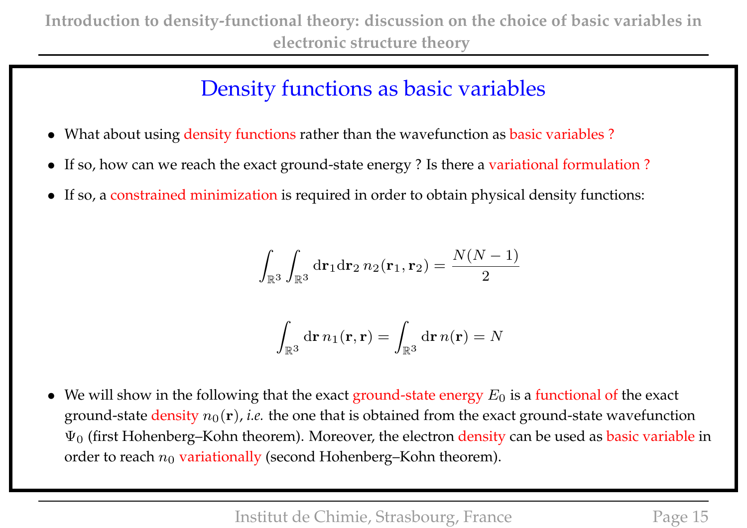## Density functions as basic variables

- What about using density functions rather than the wavefunction as basic variables ?
- If so, how can we reach the exact ground-state energy ? Is there a variational formulation ?
- If so, a constrained minimization is required in order to obtain physical density functions:

$$\int_{\mathbb{R}^3}\int_{\mathbb{R}^3} \mathrm{d}\mathbf{r}_1 \mathrm{d}\mathbf{r}_2 \, n_2(\mathbf{r}_1, \mathbf{r}_2) = \frac{N(N-1)}{2}$$

$$\int_{\mathbb{R}^3} \mathrm{d}\mathbf{r} \, n_1(\mathbf{r}, \mathbf{r}) = \int_{\mathbb{R}^3} \mathrm{d}\mathbf{r} \, n(\mathbf{r}) = N$$

- We will show in the following that the exact ground-state energy $E_0$ is a functional of the exact ground-state density $n_0(\mathbf{r})$, *i.e.* the one that is obtained from the exact ground-state wavefunction $\Psi_0$ (first Hohenberg–Kohn theorem). Moreover, the electron density can be used as basic variable in order to reach $n_0$ variationally (second Hohenberg–Kohn theorem).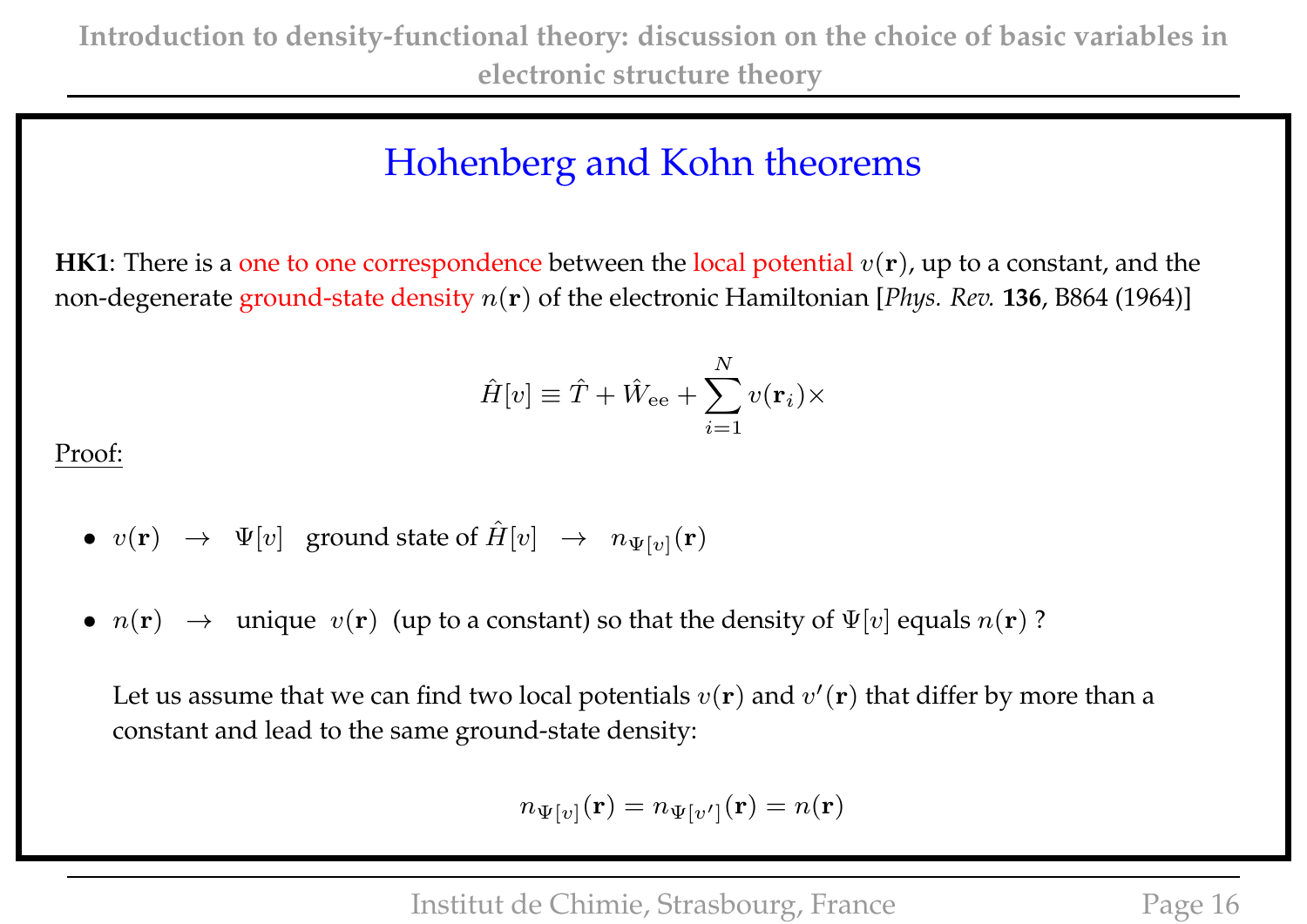# Hohenberg and Kohn theorems

**HK1**: There is a one to one correspondence between the local potential $v(\mathbf{r})$, up to a constant, and the non-degenerate ground-state density $n(\mathbf{r})$ of the electronic Hamiltonian [*Phys. Rev.* **136**, B864 (1964)]

$$\hat{H}[v] \equiv \hat{T} + \hat{W}_{\text{ee}} + \sum_{i=1}^{N} v(\mathbf{r}_i)\times$$

Proof:

- $v(\mathbf{r}) \quad \rightarrow \quad \Psi[v]$ ground state of $\hat{H}[v] \quad \rightarrow \quad n_{\Psi[v]}(\mathbf{r})$

- $n(\mathbf{r}) \quad \rightarrow$ unique $v(\mathbf{r})$ (up to a constant) so that the density of $\Psi[v]$ equals $n(\mathbf{r})$ ?

  Let us assume that we can find two local potentials $v(\mathbf{r})$ and $v'(\mathbf{r})$ that differ by more than a constant and lead to the same ground-state density:

$$n_{\Psi[v]}(\mathbf{r}) = n_{\Psi[v']}(\mathbf{r}) = n(\mathbf{r})$$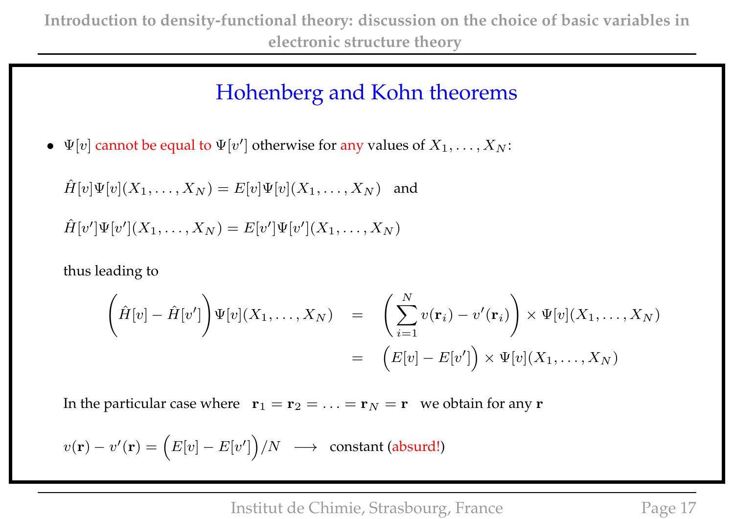## Hohenberg and Kohn theorems

- $\Psi[v]$ cannot be equal to $\Psi[v']$ otherwise for any values of $X_1, \ldots, X_N$:

  $\hat{H}[v]\Psi[v](X_1, \ldots, X_N) = E[v]\Psi[v](X_1, \ldots, X_N)$ and

  $\hat{H}[v']\Psi[v'](X_1, \ldots, X_N) = E[v']\Psi[v'](X_1, \ldots, X_N)$

  thus leading to

$$
\begin{aligned}
\Big(\hat{H}[v] - \hat{H}[v']\Big)\Psi[v](X_1, \ldots, X_N) &= \left(\sum_{i=1}^{N} v(\mathbf{r}_i) - v'(\mathbf{r}_i)\right) \times \Psi[v](X_1, \ldots, X_N) \\
&= \Big(E[v] - E[v']\Big) \times \Psi[v](X_1, \ldots, X_N)
\end{aligned}
$$

  In the particular case where $\mathbf{r}_1 = \mathbf{r}_2 = \ldots = \mathbf{r}_N = \mathbf{r}$ we obtain for any $\mathbf{r}$

  $v(\mathbf{r}) - v'(\mathbf{r}) = \Big(E[v] - E[v']\Big)/N \longrightarrow$ constant (absurd!)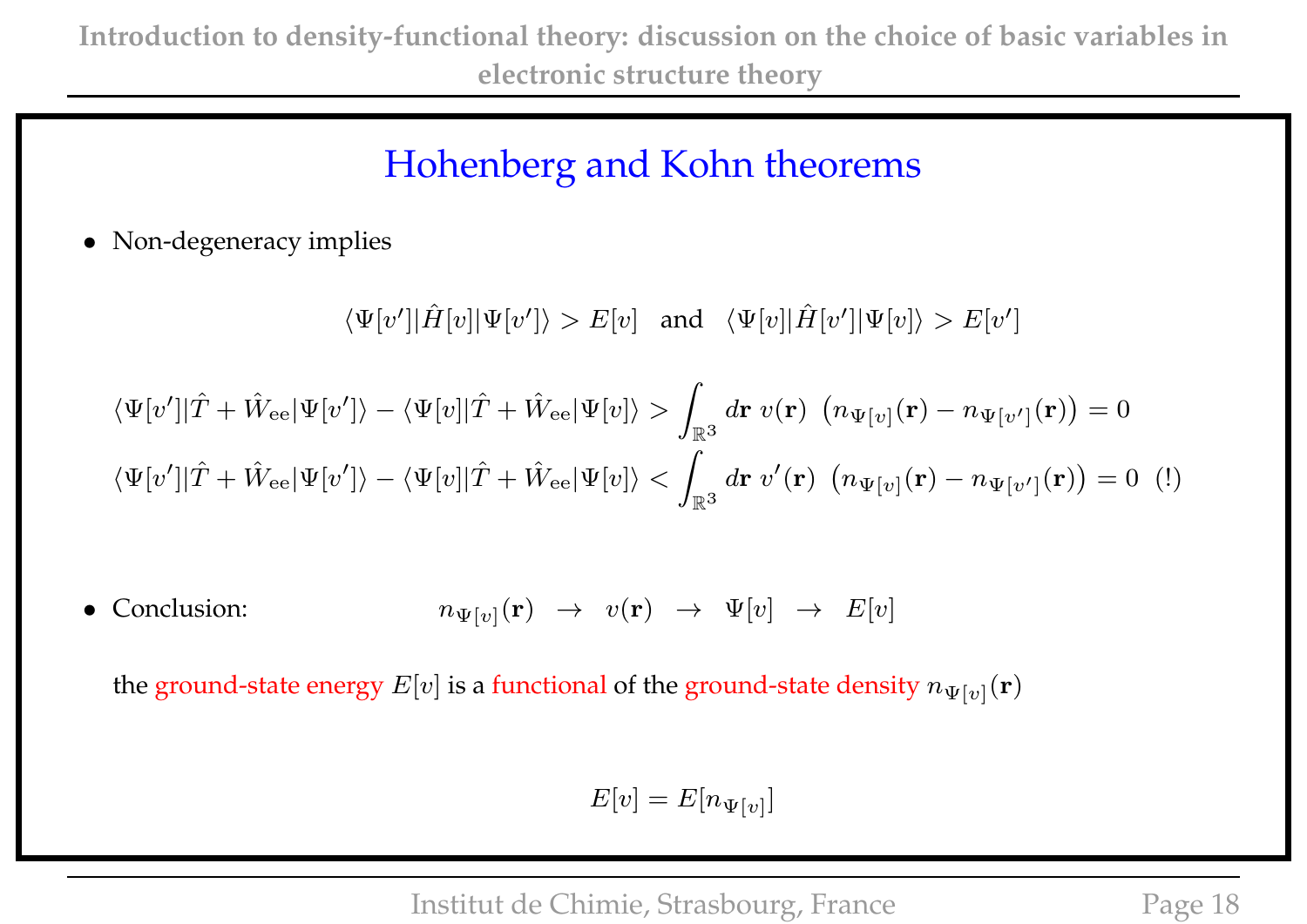## Hohenberg and Kohn theorems

- Non-degeneracy implies

$$\langle \Psi[v'] | \hat{H}[v] | \Psi[v'] \rangle > E[v] \quad \text{and} \quad \langle \Psi[v] | \hat{H}[v'] | \Psi[v] \rangle > E[v']$$

$$\langle \Psi[v'] | \hat{T} + \hat{W}_{\text{ee}} | \Psi[v'] \rangle - \langle \Psi[v] | \hat{T} + \hat{W}_{\text{ee}} | \Psi[v] \rangle > \int_{\mathbb{R}^3} d\mathbf{r} \; v(\mathbf{r}) \; \big( n_{\Psi[v]}(\mathbf{r}) - n_{\Psi[v']}(\mathbf{r}) \big) = 0$$

$$\langle \Psi[v'] | \hat{T} + \hat{W}_{\text{ee}} | \Psi[v'] \rangle - \langle \Psi[v] | \hat{T} + \hat{W}_{\text{ee}} | \Psi[v] \rangle < \int_{\mathbb{R}^3} d\mathbf{r} \; v'(\mathbf{r}) \; \big( n_{\Psi[v]}(\mathbf{r}) - n_{\Psi[v']}(\mathbf{r}) \big) = 0 \;\; (!)$$

- Conclusion: $n_{\Psi[v]}(\mathbf{r}) \;\; \rightarrow \;\; v(\mathbf{r}) \;\; \rightarrow \;\; \Psi[v] \;\; \rightarrow \;\; E[v]$

  the ground-state energy $E[v]$ is a functional of the ground-state density $n_{\Psi[v]}(\mathbf{r})$

$$E[v] = E[n_{\Psi[v]}]$$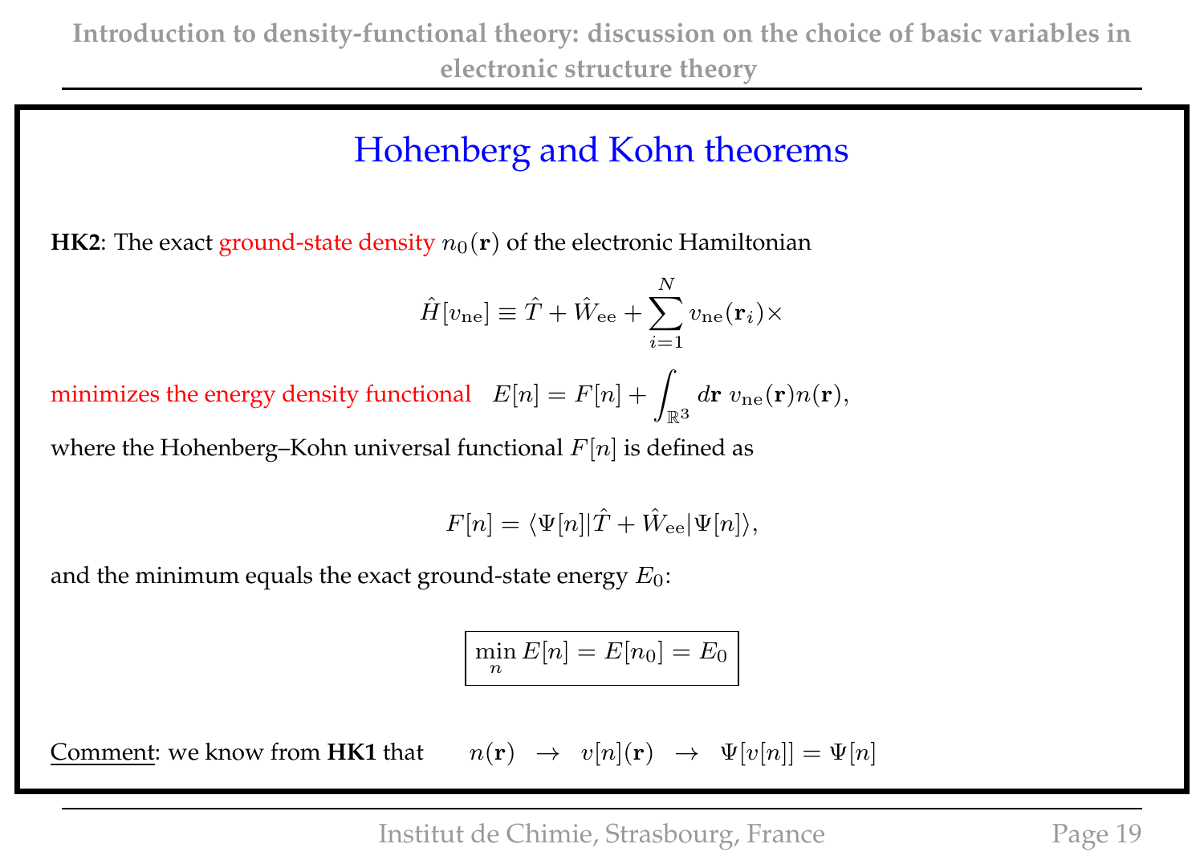## Hohenberg and Kohn theorems

**HK2**: The exact ground-state density $n_0(\mathbf{r})$ of the electronic Hamiltonian

$$\hat{H}[v_{\rm ne}] \equiv \hat{T} + \hat{W}_{\rm ee} + \sum_{i=1}^{N} v_{\rm ne}(\mathbf{r}_i)\times$$

minimizes the energy density functional $\quad E[n] = F[n] + \int_{\mathbb{R}^3} d\mathbf{r}\; v_{\rm ne}(\mathbf{r}) n(\mathbf{r}),$

where the Hohenberg–Kohn universal functional $F[n]$ is defined as

$$F[n] = \langle \Psi[n] | \hat{T} + \hat{W}_{\rm ee} | \Psi[n] \rangle,$$

and the minimum equals the exact ground-state energy $E_0$:

$$\boxed{\min_n E[n] = E[n_0] = E_0}$$

Comment: we know from **HK1** that $\quad n(\mathbf{r}) \;\rightarrow\; v[n](\mathbf{r}) \;\rightarrow\; \Psi[v[n]] = \Psi[n]$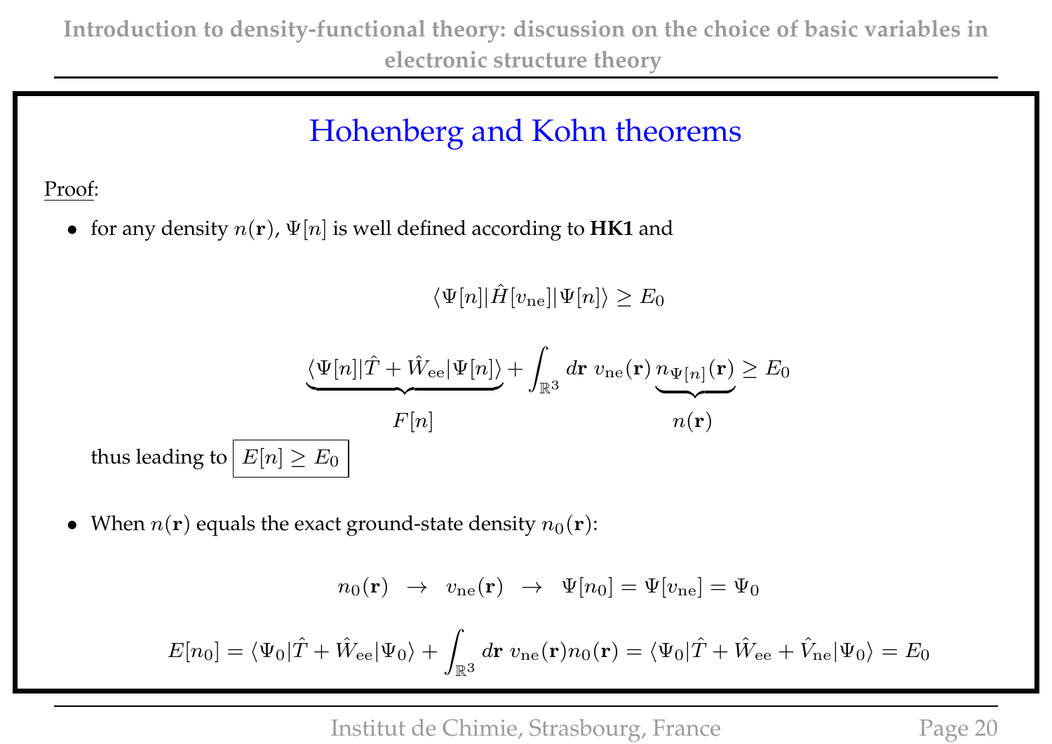## Hohenberg and Kohn theorems

Proof:

- for any density $n(\mathbf{r})$, $\Psi[n]$ is well defined according to **HK1** and

$$\langle \Psi[n]|\hat{H}[v_{\rm ne}]|\Psi[n]\rangle \geq E_0$$

$$\underbrace{\langle \Psi[n]|\hat{T}+\hat{W}_{\rm ee}|\Psi[n]\rangle}_{F[n]} + \int_{\mathbb{R}^3} d\mathbf{r}\; v_{\rm ne}(\mathbf{r})\, \underbrace{n_{\Psi[n]}(\mathbf{r})}_{n(\mathbf{r})} \geq E_0$$

thus leading to $\boxed{E[n] \geq E_0}$

- When $n(\mathbf{r})$ equals the exact ground-state density $n_0(\mathbf{r})$:

$$n_0(\mathbf{r}) \;\; \rightarrow \;\; v_{\rm ne}(\mathbf{r}) \;\; \rightarrow \;\; \Psi[n_0] = \Psi[v_{\rm ne}] = \Psi_0$$

$$E[n_0] = \langle \Psi_0|\hat{T}+\hat{W}_{\rm ee}|\Psi_0\rangle + \int_{\mathbb{R}^3} d\mathbf{r}\; v_{\rm ne}(\mathbf{r}) n_0(\mathbf{r}) = \langle \Psi_0|\hat{T}+\hat{W}_{\rm ee}+\hat{V}_{\rm ne}|\Psi_0\rangle = E_0$$